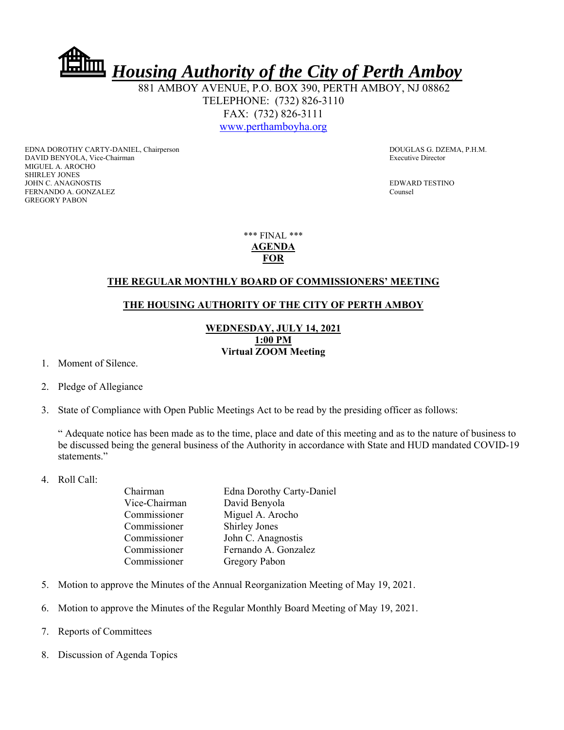# *Housing Authority of the City of Perth Amboy*

881 AMBOY AVENUE, P.O. BOX 390, PERTH AMBOY, NJ 08862
TELEPHONE: (732) 826-3110
FAX: (732) 826-3111
www.perthamboyha.org

EDNA DOROTHY CARTY-DANIEL, Chairperson
DAVID BENYOLA, Vice-Chairman
MIGUEL A. AROCHO
SHIRLEY JONES
JOHN C. ANAGNOSTIS
FERNANDO A. GONZALEZ
GREGORY PABON

DOUGLAS G. DZEMA, P.H.M.
Executive Director

EDWARD TESTINO
Counsel

\*\*\* FINAL \*\*\*

**AGENDA**
**FOR**

## THE REGULAR MONTHLY BOARD OF COMMISSIONERS' MEETING

## THE HOUSING AUTHORITY OF THE CITY OF PERTH AMBOY

**WEDNESDAY, JULY 14, 2021**
**1:00 PM**
**Virtual ZOOM Meeting**

1. Moment of Silence.

2. Pledge of Allegiance

3. State of Compliance with Open Public Meetings Act to be read by the presiding officer as follows:

   " Adequate notice has been made as to the time, place and date of this meeting and as to the nature of business to be discussed being the general business of the Authority in accordance with State and HUD mandated COVID-19 statements."

4. Roll Call:

   | | |
   |---|---|
   | Chairman | Edna Dorothy Carty-Daniel |
   | Vice-Chairman | David Benyola |
   | Commissioner | Miguel A. Arocho |
   | Commissioner | Shirley Jones |
   | Commissioner | John C. Anagnostis |
   | Commissioner | Fernando A. Gonzalez |
   | Commissioner | Gregory Pabon |

5. Motion to approve the Minutes of the Annual Reorganization Meeting of May 19, 2021.

6. Motion to approve the Minutes of the Regular Monthly Board Meeting of May 19, 2021.

7. Reports of Committees

8. Discussion of Agenda Topics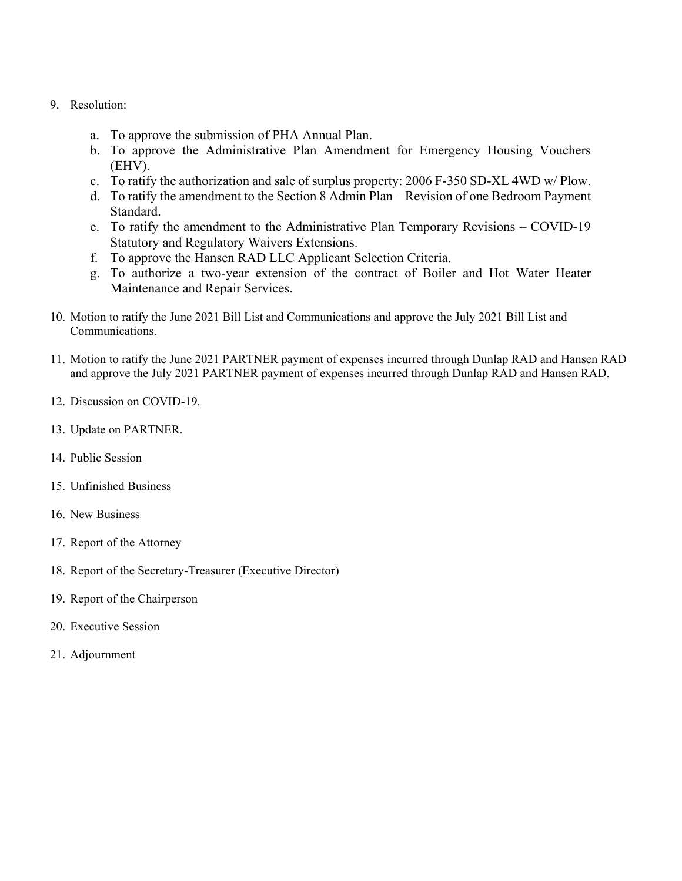9. Resolution:

    a. To approve the submission of PHA Annual Plan.
    b. To approve the Administrative Plan Amendment for Emergency Housing Vouchers (EHV).
    c. To ratify the authorization and sale of surplus property: 2006 F-350 SD-XL 4WD w/ Plow.
    d. To ratify the amendment to the Section 8 Admin Plan – Revision of one Bedroom Payment Standard.
    e. To ratify the amendment to the Administrative Plan Temporary Revisions – COVID-19 Statutory and Regulatory Waivers Extensions.
    f. To approve the Hansen RAD LLC Applicant Selection Criteria.
    g. To authorize a two-year extension of the contract of Boiler and Hot Water Heater Maintenance and Repair Services.

10. Motion to ratify the June 2021 Bill List and Communications and approve the July 2021 Bill List and Communications.

11. Motion to ratify the June 2021 PARTNER payment of expenses incurred through Dunlap RAD and Hansen RAD and approve the July 2021 PARTNER payment of expenses incurred through Dunlap RAD and Hansen RAD.

12. Discussion on COVID-19.

13. Update on PARTNER.

14. Public Session

15. Unfinished Business

16. New Business

17. Report of the Attorney

18. Report of the Secretary-Treasurer (Executive Director)

19. Report of the Chairperson

20. Executive Session

21. Adjournment